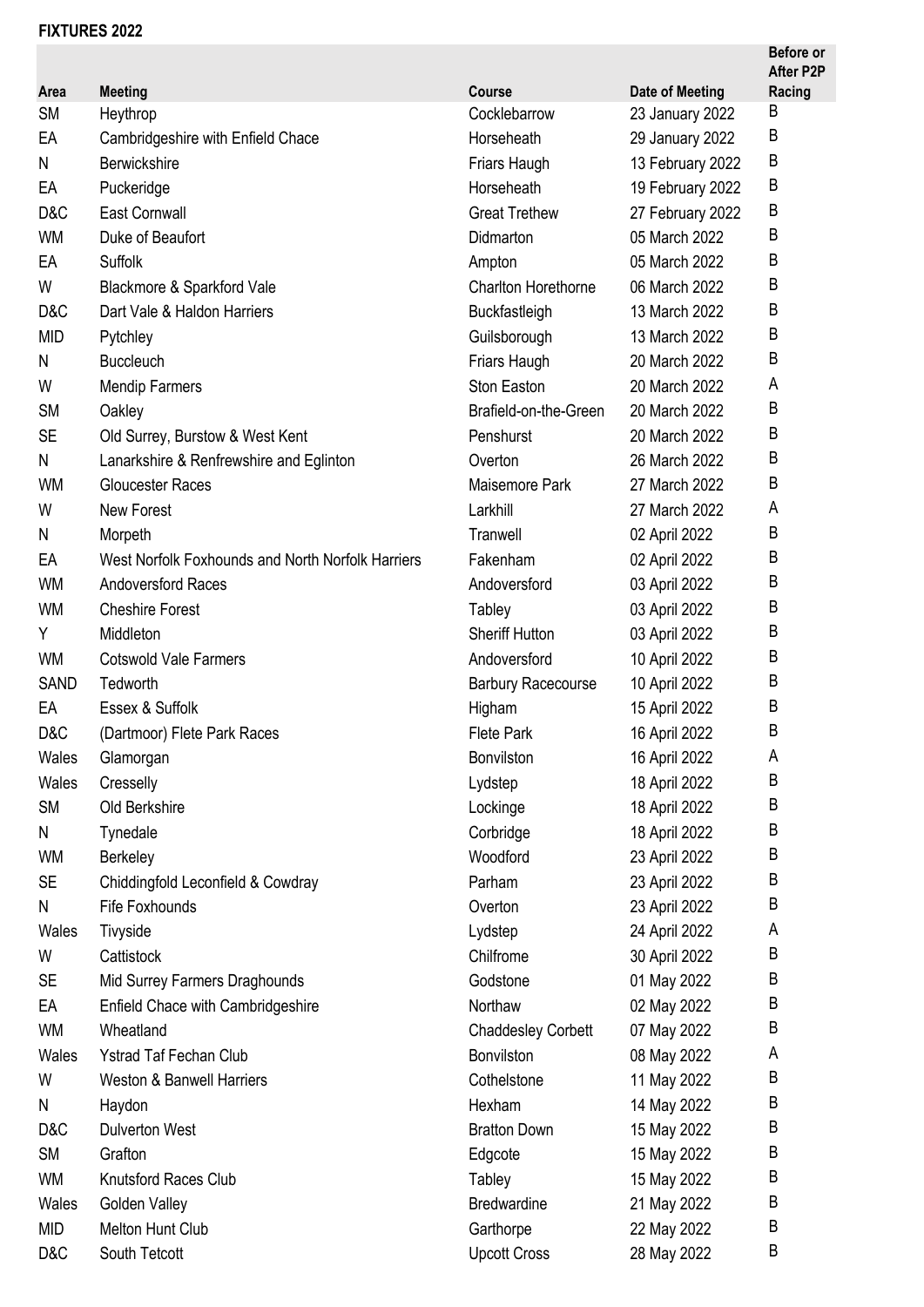**FIXTURES 2022**

| Area | Meeting | Course | Date of Meeting | Before or After P2P Racing |
|---|---|---|---|---|
| SM | Heythrop | Cocklebarrow | 23 January 2022 | B |
| EA | Cambridgeshire with Enfield Chace | Horseheath | 29 January 2022 | B |
| N | Berwickshire | Friars Haugh | 13 February 2022 | B |
| EA | Puckeridge | Horseheath | 19 February 2022 | B |
| D&C | East Cornwall | Great Trethew | 27 February 2022 | B |
| WM | Duke of Beaufort | Didmarton | 05 March 2022 | B |
| EA | Suffolk | Ampton | 05 March 2022 | B |
| W | Blackmore & Sparkford Vale | Charlton Horethorne | 06 March 2022 | B |
| D&C | Dart Vale & Haldon Harriers | Buckfastleigh | 13 March 2022 | B |
| MID | Pytchley | Guilsborough | 13 March 2022 | B |
| N | Buccleuch | Friars Haugh | 20 March 2022 | B |
| W | Mendip Farmers | Ston Easton | 20 March 2022 | A |
| SM | Oakley | Brafield-on-the-Green | 20 March 2022 | B |
| SE | Old Surrey, Burstow & West Kent | Penshurst | 20 March 2022 | B |
| N | Lanarkshire & Renfrewshire and Eglinton | Overton | 26 March 2022 | B |
| WM | Gloucester Races | Maisemore Park | 27 March 2022 | B |
| W | New Forest | Larkhill | 27 March 2022 | A |
| N | Morpeth | Tranwell | 02 April 2022 | B |
| EA | West Norfolk Foxhounds and North Norfolk Harriers | Fakenham | 02 April 2022 | B |
| WM | Andoversford Races | Andoversford | 03 April 2022 | B |
| WM | Cheshire Forest | Tabley | 03 April 2022 | B |
| Y | Middleton | Sheriff Hutton | 03 April 2022 | B |
| WM | Cotswold Vale Farmers | Andoversford | 10 April 2022 | B |
| SAND | Tedworth | Barbury Racecourse | 10 April 2022 | B |
| EA | Essex & Suffolk | Higham | 15 April 2022 | B |
| D&C | (Dartmoor) Flete Park Races | Flete Park | 16 April 2022 | B |
| Wales | Glamorgan | Bonvilston | 16 April 2022 | A |
| Wales | Cresselly | Lydstep | 18 April 2022 | B |
| SM | Old Berkshire | Lockinge | 18 April 2022 | B |
| N | Tynedale | Corbridge | 18 April 2022 | B |
| WM | Berkeley | Woodford | 23 April 2022 | B |
| SE | Chiddingfold Leconfield & Cowdray | Parham | 23 April 2022 | B |
| N | Fife Foxhounds | Overton | 23 April 2022 | B |
| Wales | Tivyside | Lydstep | 24 April 2022 | A |
| W | Cattistock | Chilfrome | 30 April 2022 | B |
| SE | Mid Surrey Farmers Draghounds | Godstone | 01 May 2022 | B |
| EA | Enfield Chace with Cambridgeshire | Northaw | 02 May 2022 | B |
| WM | Wheatland | Chaddesley Corbett | 07 May 2022 | B |
| Wales | Ystrad Taf Fechan Club | Bonvilston | 08 May 2022 | A |
| W | Weston & Banwell Harriers | Cothelstone | 11 May 2022 | B |
| N | Haydon | Hexham | 14 May 2022 | B |
| D&C | Dulverton West | Bratton Down | 15 May 2022 | B |
| SM | Grafton | Edgcote | 15 May 2022 | B |
| WM | Knutsford Races Club | Tabley | 15 May 2022 | B |
| Wales | Golden Valley | Bredwardine | 21 May 2022 | B |
| MID | Melton Hunt Club | Garthorpe | 22 May 2022 | B |
| D&C | South Tetcott | Upcott Cross | 28 May 2022 | B |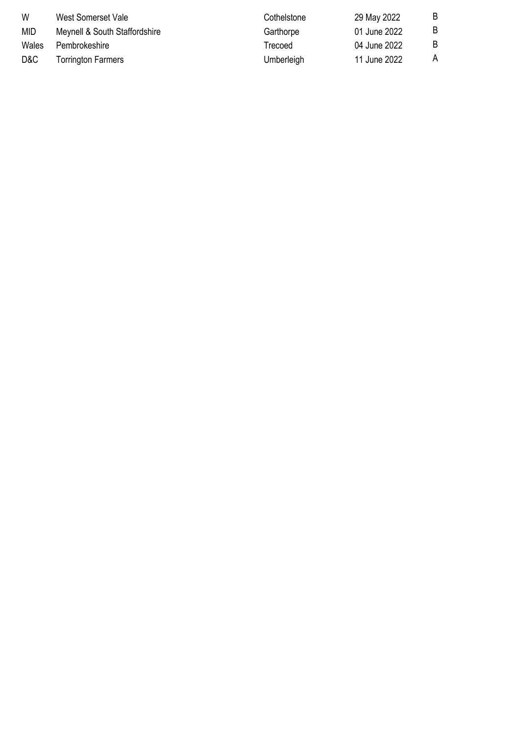| | | | | |
|---|---|---|---|---|
| W | West Somerset Vale | Cothelstone | 29 May 2022 | B |
| MID | Meynell & South Staffordshire | Garthorpe | 01 June 2022 | B |
| Wales | Pembrokeshire | Trecoed | 04 June 2022 | B |
| D&C | Torrington Farmers | Umberleigh | 11 June 2022 | A |